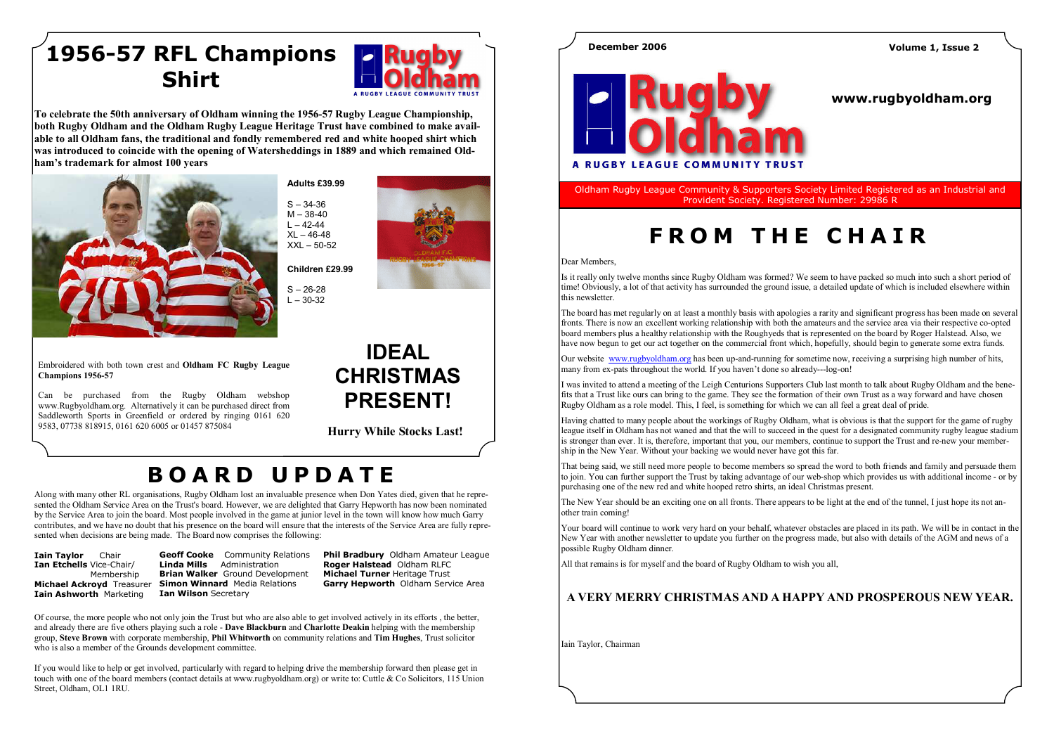# 1956-57 RFL Champions Shirt

**To celebrate the 50th anniversary of Oldham winning the 1956-57 Rugby League Championship, both Rugby Oldham and the Oldham Rugby League Heritage Trust have combined to make available to all Oldham fans, the traditional and fondly remembered red and white hooped shirt which was introduced to coincide with the opening of Watersheddings in 1889 and which remained Oldham's trademark for almost 100 years**

**Adults £39.99**

S – 34-36
M – 38-40
L – 42-44
XL – 46-48
XXL – 50-52

**Children £29.99**

S – 26-28
L – 30-32

Embroidered with both town crest and **Oldham FC Rugby League Champions 1956-57**

Can be purchased from the Rugby Oldham webshop www.Rugbyoldham.org. Alternatively it can be purchased direct from Saddleworth Sports in Greenfield or ordered by ringing 0161 620 9583, 07738 818915, 0161 620 6005 or 01457 875084

## IDEAL CHRISTMAS PRESENT!

**Hurry While Stocks Last!**

# BOARD UPDATE

Along with many other RL organisations, Rugby Oldham lost an invaluable presence when Don Yates died, given that he represented the Oldham Service Area on the Trust's board. However, we are delighted that Garry Hepworth has now been nominated by the Service Area to join the board. Most people involved in the game at junior level in the town will know how much Garry contributes, and we have no doubt that his presence on the board will ensure that the interests of the Service Area are fully represented when decisions are being made. The Board now comprises the following:

**Iain Taylor** Chair
**Ian Etchells** Vice-Chair/ Membership
**Michael Ackroyd** Treasurer
**Iain Ashworth** Marketing
**Geoff Cooke** Community Relations
**Linda Mills** Administration
**Brian Walker** Ground Development
**Simon Winnard** Media Relations
**Ian Wilson** Secretary
**Phil Bradbury** Oldham Amateur League
**Roger Halstead** Oldham RLFC
**Michael Turner** Heritage Trust
**Garry Hepworth** Oldham Service Area

Of course, the more people who not only join the Trust but who are also able to get involved actively in its efforts , the better, and already there are five others playing such a role - **Dave Blackburn** and **Charlotte Deakin** helping with the membership group, **Steve Brown** with corporate membership, **Phil Whitworth** on community relations and **Tim Hughes**, Trust solicitor who is also a member of the Grounds development committee.

If you would like to help or get involved, particularly with regard to helping drive the membership forward then please get in touch with one of the board members (contact details at www.rugbyoldham.org) or write to: Cuttle & Co Solicitors, 115 Union Street, Oldham, OL1 1RU.

December 2006 — Volume 1, Issue 2

**Rugby Oldham** — A RUGBY LEAGUE COMMUNITY TRUST

**www.rugbyoldham.org**

Oldham Rugby League Community & Supporters Society Limited Registered as an Industrial and Provident Society. Registered Number: 29986 R

# FROM THE CHAIR

Dear Members,

Is it really only twelve months since Rugby Oldham was formed? We seem to have packed so much into such a short period of time! Obviously, a lot of that activity has surrounded the ground issue, a detailed update of which is included elsewhere within this newsletter.

The board has met regularly on at least a monthly basis with apologies a rarity and significant progress has been made on several fronts. There is now an excellent working relationship with both the amateurs and the service area via their respective co-opted board members plus a healthy relationship with the Roughyeds that is represented on the board by Roger Halstead. Also, we have now begun to get our act together on the commercial front which, hopefully, should begin to generate some extra funds.

Our website www.rugbyoldham.org has been up-and-running for sometime now, receiving a surprising high number of hits, many from ex-pats throughout the world. If you haven't done so already---log-on!

I was invited to attend a meeting of the Leigh Centurions Supporters Club last month to talk about Rugby Oldham and the benefits that a Trust like ours can bring to the game. They see the formation of their own Trust as a way forward and have chosen Rugby Oldham as a role model. This, I feel, is something for which we can all feel a great deal of pride.

Having chatted to many people about the workings of Rugby Oldham, what is obvious is that the support for the game of rugby league itself in Oldham has not waned and that the will to succeed in the quest for a designated community rugby league stadium is stronger than ever. It is, therefore, important that you, our members, continue to support the Trust and re-new your membership in the New Year. Without your backing we would never have got this far.

That being said, we still need more people to become members so spread the word to both friends and family and persuade them to join. You can further support the Trust by taking advantage of our web-shop which provides us with additional income - or by purchasing one of the new red and white hooped retro shirts, an ideal Christmas present.

The New Year should be an exciting one on all fronts. There appears to be light at the end of the tunnel, I just hope its not another train coming!

Your board will continue to work very hard on your behalf, whatever obstacles are placed in its path. We will be in contact in the New Year with another newsletter to update you further on the progress made, but also with details of the AGM and news of a possible Rugby Oldham dinner.

All that remains is for myself and the board of Rugby Oldham to wish you all,

**A VERY MERRY CHRISTMAS AND A HAPPY AND PROSPEROUS NEW YEAR.**

Iain Taylor, Chairman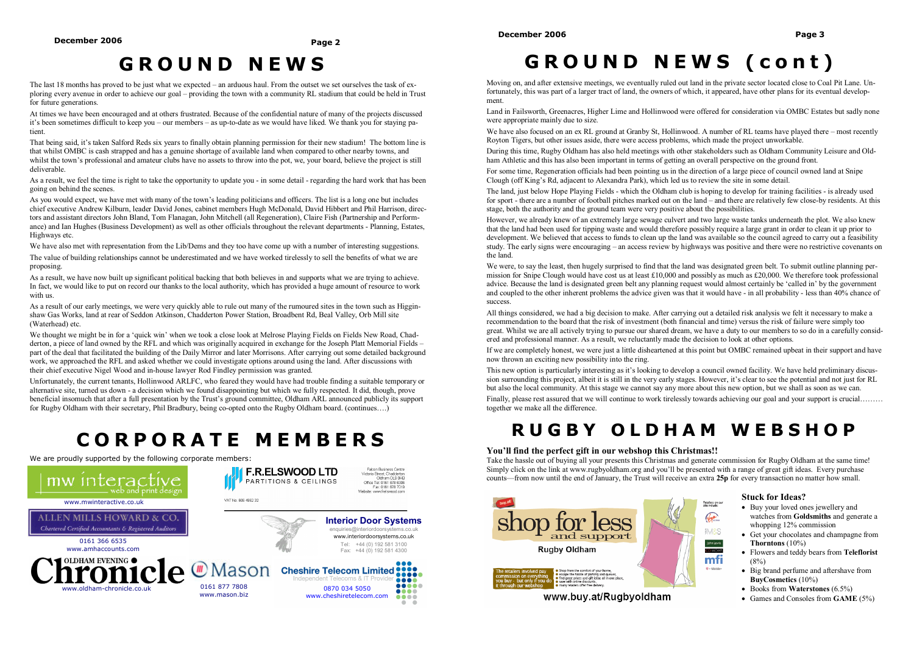# GROUND NEWS

The last 18 months has proved to be just what we expected – an arduous haul. From the outset we set ourselves the task of exploring every avenue in order to achieve our goal – providing the town with a community RL stadium that could be held in Trust for future generations.

At times we have been encouraged and at others frustrated. Because of the confidential nature of many of the projects discussed it's been sometimes difficult to keep you – our members – as up-to-date as we would have liked. We thank you for staying patient.

That being said, it's taken Salford Reds six years to finally obtain planning permission for their new stadium! The bottom line is that whilst OMBC is cash strapped and has a genuine shortage of available land when compared to other nearby towns, and whilst the town's professional and amateur clubs have no assets to throw into the pot, we, your board, believe the project is still deliverable.

As a result, we feel the time is right to take the opportunity to update you - in some detail - regarding the hard work that has been going on behind the scenes.

As you would expect, we have met with many of the town's leading politicians and officers. The list is a long one but includes chief executive Andrew Kilburn, leader David Jones, cabinet members Hugh McDonald, David Hibbert and Phil Harrison, directors and assistant directors John Bland, Tom Flanagan, John Mitchell (all Regeneration), Claire Fish (Partnership and Performance) and Ian Hughes (Business Development) as well as other officials throughout the relevant departments - Planning, Estates, Highways etc.

We have also met with representation from the Lib/Dems and they too have come up with a number of interesting suggestions.

The value of building relationships cannot be underestimated and we have worked tirelessly to sell the benefits of what we are proposing.

As a result, we have now built up significant political backing that both believes in and supports what we are trying to achieve. In fact, we would like to put on record our thanks to the local authority, which has provided a huge amount of resource to work with us.

As a result of our early meetings, we were very quickly able to rule out many of the rumoured sites in the town such as Higginshaw Gas Works, land at rear of Seddon Atkinson, Chadderton Power Station, Broadbent Rd, Beal Valley, Orb Mill site (Waterhead) etc.

We thought we might be in for a 'quick win' when we took a close look at Melrose Playing Fields on Fields New Road, Chadderton, a piece of land owned by the RFL and which was originally acquired in exchange for the Joseph Platt Memorial Fields – part of the deal that facilitated the building of the Daily Mirror and later Morrisons. After carrying out some detailed background work, we approached the RFL and asked whether we could investigate options around using the land. After discussions with their chief executive Nigel Wood and in-house lawyer Rod Findley permission was granted.

Unfortunately, the current tenants, Hollinwood ARLFC, who feared they would have had trouble finding a suitable temporary or alternative site, turned us down - a decision which we found disappointing but which we fully respected. It did, though, prove beneficial insomuch that after a full presentation by the Trust's ground committee, Oldham ARL announced publicly its support for Rugby Oldham with their secretary, Phil Bradbury, being co-opted onto the Rugby Oldham board. (continues….)

# CORPORATE MEMBERS

We are proudly supported by the following corporate members:

mw interactive – web and print design
www.mwinteractive.co.uk

ALLEN MILLS HOWARD & CO.
Chartered Certified Accountants & Registered Auditors
0161 366 6535
www.amhaccounts.com

Oldham Evening Chronicle
www.oldham-chronicle.co.uk

F.R.ELSWOOD LTD
PARTITIONS & CEILINGS
Falcon Business Centre
Victoria Street, Chadderton
Oldham OL9 0HB
Office Tel: 0161 678 8386
Fax: 0161 678 7019
Website: www.frelswood.com
VAT No. 606 4952 32

Interior Door Systems
enquiries@interiordoorsystems.co.uk
www.interiordoorsystems.co.uk
Tel: +44 (0) 192 581 3100
Fax: +44 (0) 192 581 4300

Mason
0161 877 7808
www.mason.biz

Cheshire Telecom Limited
Independent Telecoms & IT Provider
0870 034 5050
www.cheshiretelecom.com

# GROUND NEWS (cont)

Moving on, and after extensive meetings, we eventually ruled out land in the private sector located close to Coal Pit Lane. Unfortunately, this was part of a larger tract of land, the owners of which, it appeared, have other plans for its eventual development.

Land in Failsworth, Greenacres, Higher Lime and Hollinwood were offered for consideration via OMBC Estates but sadly none were appropriate mainly due to size.

We have also focused on an ex RL ground at Granby St, Hollinwood. A number of RL teams have played there – most recently Royton Tigers, but other issues aside, there were access problems, which made the project unworkable.

During this time, Rugby Oldham has also held meetings with other stakeholders such as Oldham Community Leisure and Oldham Athletic and this has also been important in terms of getting an overall perspective on the ground front.

For some time, Regeneration officials had been pointing us in the direction of a large piece of council owned land at Snipe Clough (off King's Rd, adjacent to Alexandra Park), which led us to review the site in some detail.

The land, just below Hope Playing Fields - which the Oldham club is hoping to develop for training facilities - is already used for sport - there are a number of football pitches marked out on the land – and there are relatively few close-by residents. At this stage, both the authority and the ground team were very positive about the possibilities.

However, we already knew of an extremely large sewage culvert and two large waste tanks underneath the plot. We also knew that the land had been used for tipping waste and would therefore possibly require a large grant in order to clean it up prior to development. We believed that access to funds to clean up the land was available so the council agreed to carry out a feasibility study. The early signs were encouraging – an access review by highways was positive and there were no restrictive covenants on the land.

We were, to say the least, then hugely surprised to find that the land was designated green belt. To submit outline planning permission for Snipe Clough would have cost us at least £10,000 and possibly as much as £20,000. We therefore took professional advice. Because the land is designated green belt any planning request would almost certainly be 'called in' by the government and coupled to the other inherent problems the advice given was that it would have - in all probability - less than 40% chance of success.

All things considered, we had a big decision to make. After carrying out a detailed risk analysis we felt it necessary to make a recommendation to the board that the risk of investment (both financial and time) versus the risk of failure were simply too great. Whilst we are all actively trying to pursue our shared dream, we have a duty to our members to so do in a carefully considered and professional manner. As a result, we reluctantly made the decision to look at other options.

If we are completely honest, we were just a little disheartened at this point but OMBC remained upbeat in their support and have now thrown an exciting new possibility into the ring.

This new option is particularly interesting as it's looking to develop a council owned facility. We have held preliminary discussion surrounding this project, albeit it is still in the very early stages. However, it's clear to see the potential and not just for RL but also the local community. At this stage we cannot say any more about this new option, but we shall as soon as we can.

Finally, please rest assured that we will continue to work tirelessly towards achieving our goal and your support is crucial……… together we make all the difference.

# RUGBY OLDHAM WEBSHOP

**You'll find the perfect gift in our webshop this Christmas!!**

Take the hassle out of buying all your presents this Christmas and generate commission for Rugby Oldham at the same time! Simply click on the link at www.rugbyoldham.org and you'll be presented with a range of great gift ideas. Every purchase counts—from now until the end of January, the Trust will receive an extra **25p** for every transaction no matter how small.

buy.at
shop for less and support
Rugby Oldham

The retailers involved pay commission on everything you buy - but only if you do it through our webshop

- Shop from the comfort of your home,
- escape the hassle of parking and queues,
- find great prices and gift ideas all in one place,
- save with online discounts,
- many retailers offer free delivery.

Retailers on our site include:

www.buy.at/Rugbyoldham

**Stuck for Ideas?**

- Buy your loved ones jewellery and watches from **Goldsmiths** and generate a whopping 12% commission
- Get your chocolates and champagne from **Thorntons** (10%)
- Flowers and teddy bears from **Teleflorist** (8%)
- Big brand perfume and aftershave from **BuyCosmetics** (10%)
- Books from **Waterstones** (6.5%)
- Games and Consoles from **GAME** (5%)